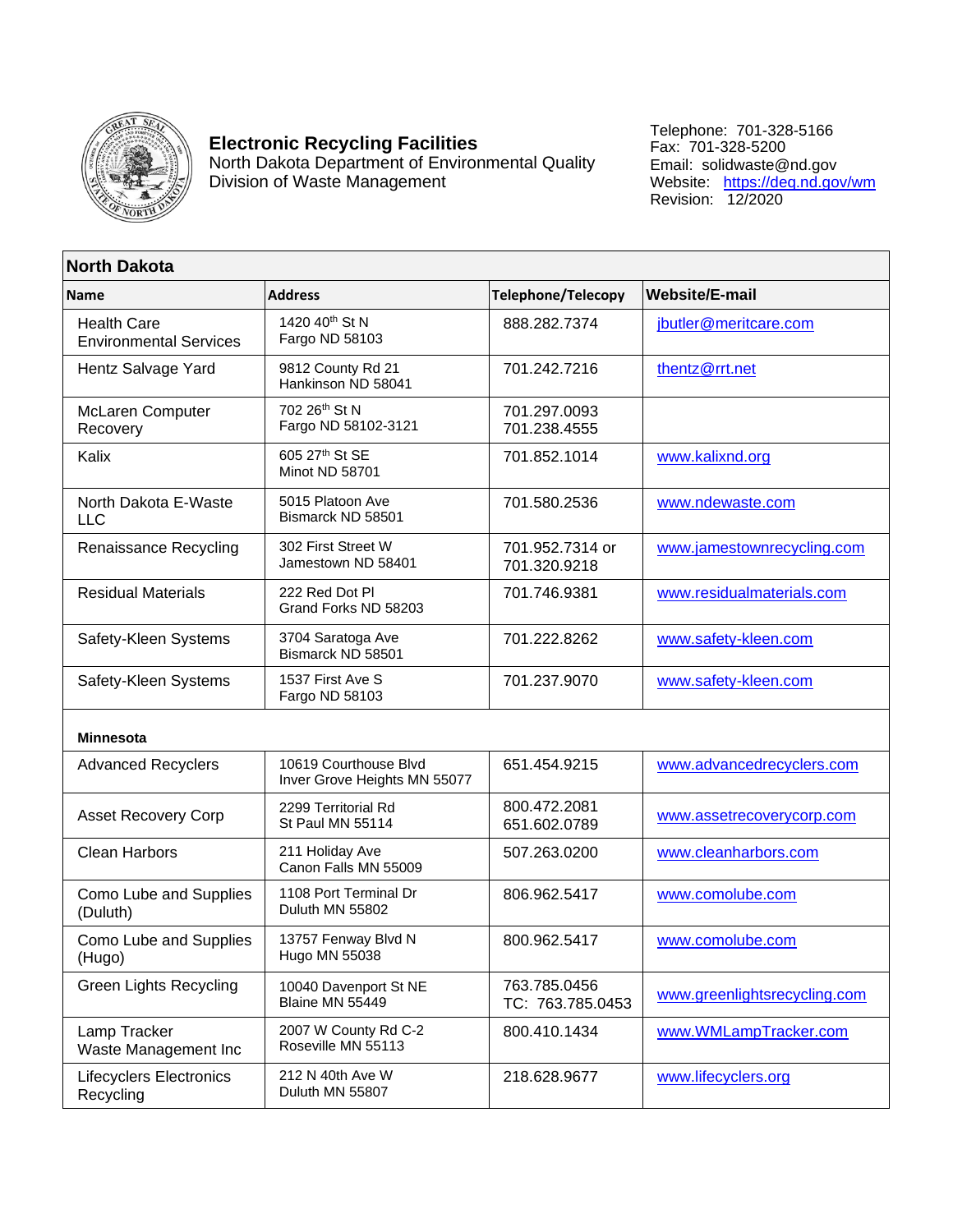# Electronic Recycling Facilities

North Dakota Department of Environmental Quality
Division of Waste Management

Telephone: 701-328-5166
Fax: 701-328-5200
Email: solidwaste@nd.gov
Website: https://deq.nd.gov/wm
Revision: 12/2020

| North Dakota | | | |
|---|---|---|---|
| **Name** | **Address** | **Telephone/Telecopy** | **Website/E-mail** |
| Health Care Environmental Services | 1420 40th St N<br>Fargo ND 58103 | 888.282.7374 | jbutler@meritcare.com |
| Hentz Salvage Yard | 9812 County Rd 21<br>Hankinson ND 58041 | 701.242.7216 | thentz@rrt.net |
| McLaren Computer Recovery | 702 26th St N<br>Fargo ND 58102-3121 | 701.297.0093<br>701.238.4555 | |
| Kalix | 605 27th St SE<br>Minot ND 58701 | 701.852.1014 | www.kalixnd.org |
| North Dakota E-Waste LLC | 5015 Platoon Ave<br>Bismarck ND 58501 | 701.580.2536 | www.ndewaste.com |
| Renaissance Recycling | 302 First Street W<br>Jamestown ND 58401 | 701.952.7314 or<br>701.320.9218 | www.jamestownrecycling.com |
| Residual Materials | 222 Red Dot Pl<br>Grand Forks ND 58203 | 701.746.9381 | www.residualmaterials.com |
| Safety-Kleen Systems | 3704 Saratoga Ave<br>Bismarck ND 58501 | 701.222.8262 | www.safety-kleen.com |
| Safety-Kleen Systems | 1537 First Ave S<br>Fargo ND 58103 | 701.237.9070 | www.safety-kleen.com |
| **Minnesota** | | | |
| Advanced Recyclers | 10619 Courthouse Blvd<br>Inver Grove Heights MN 55077 | 651.454.9215 | www.advancedrecyclers.com |
| Asset Recovery Corp | 2299 Territorial Rd<br>St Paul MN 55114 | 800.472.2081<br>651.602.0789 | www.assetrecoverycorp.com |
| Clean Harbors | 211 Holiday Ave<br>Canon Falls MN 55009 | 507.263.0200 | www.cleanharbors.com |
| Como Lube and Supplies (Duluth) | 1108 Port Terminal Dr<br>Duluth MN 55802 | 806.962.5417 | www.comolube.com |
| Como Lube and Supplies (Hugo) | 13757 Fenway Blvd N<br>Hugo MN 55038 | 800.962.5417 | www.comolube.com |
| Green Lights Recycling | 10040 Davenport St NE<br>Blaine MN 55449 | 763.785.0456<br>TC: 763.785.0453 | www.greenlightsrecycling.com |
| Lamp Tracker<br>Waste Management Inc | 2007 W County Rd C-2<br>Roseville MN 55113 | 800.410.1434 | www.WMLampTracker.com |
| Lifecyclers Electronics Recycling | 212 N 40th Ave W<br>Duluth MN 55807 | 218.628.9677 | www.lifecyclers.org |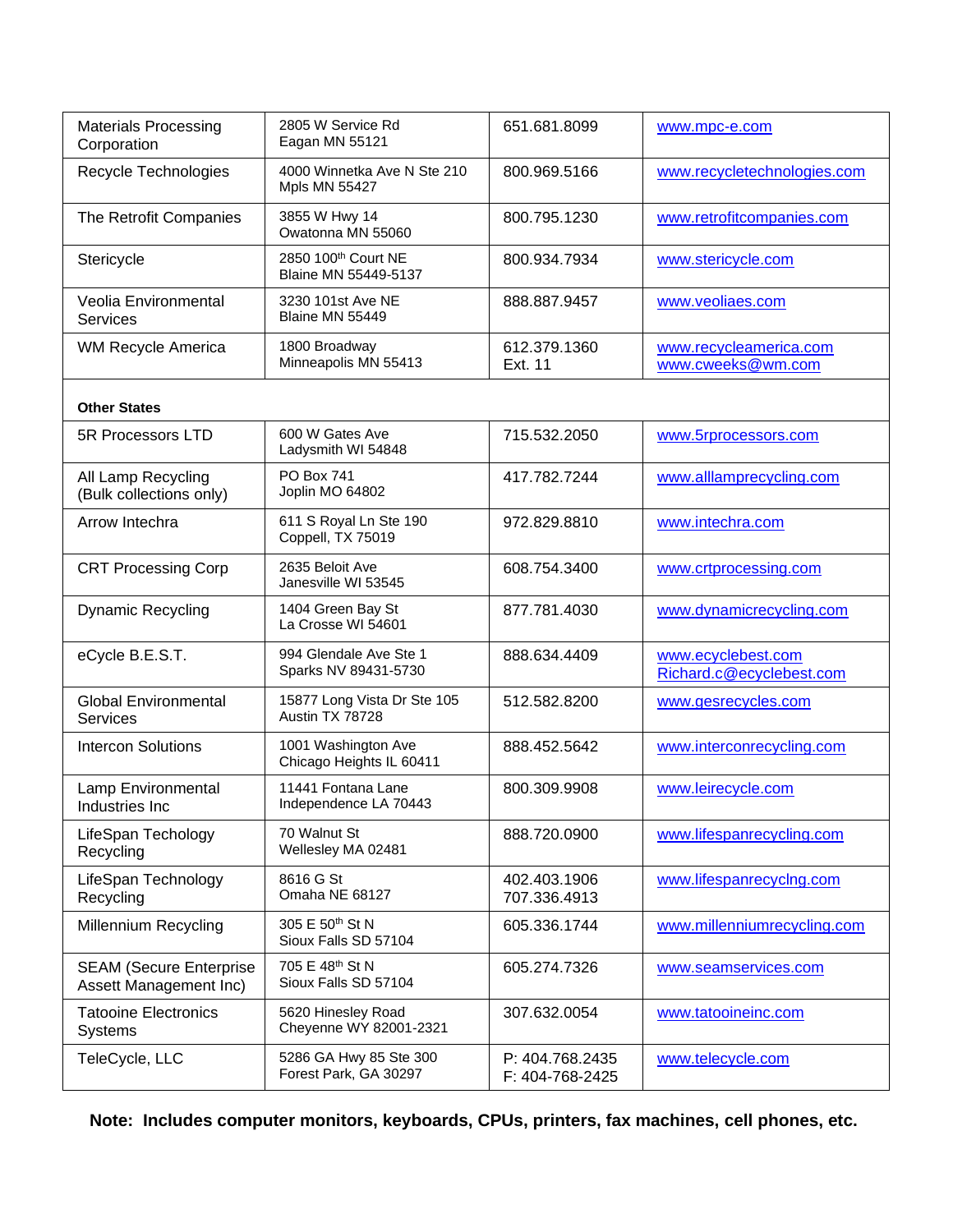| | | | |
|---|---|---|---|
| Materials Processing Corporation | 2805 W Service Rd<br>Eagan MN 55121 | 651.681.8099 | www.mpc-e.com |
| Recycle Technologies | 4000 Winnetka Ave N Ste 210<br>Mpls MN 55427 | 800.969.5166 | www.recycletechnologies.com |
| The Retrofit Companies | 3855 W Hwy 14<br>Owatonna MN 55060 | 800.795.1230 | www.retrofitcompanies.com |
| Stericycle | 2850 100th Court NE<br>Blaine MN 55449-5137 | 800.934.7934 | www.stericycle.com |
| Veolia Environmental Services | 3230 101st Ave NE<br>Blaine MN 55449 | 888.887.9457 | www.veoliaes.com |
| WM Recycle America | 1800 Broadway<br>Minneapolis MN 55413 | 612.379.1360<br>Ext. 11 | www.recycleamerica.com<br>www.cweeks@wm.com |
| **Other States** | | | |
| 5R Processors LTD | 600 W Gates Ave<br>Ladysmith WI 54848 | 715.532.2050 | www.5rprocessors.com |
| All Lamp Recycling (Bulk collections only) | PO Box 741<br>Joplin MO 64802 | 417.782.7244 | www.alllamprecycling.com |
| Arrow Intechra | 611 S Royal Ln Ste 190<br>Coppell, TX 75019 | 972.829.8810 | www.intechra.com |
| CRT Processing Corp | 2635 Beloit Ave<br>Janesville WI 53545 | 608.754.3400 | www.crtprocessing.com |
| Dynamic Recycling | 1404 Green Bay St<br>La Crosse WI 54601 | 877.781.4030 | www.dynamicrecycling.com |
| eCycle B.E.S.T. | 994 Glendale Ave Ste 1<br>Sparks NV 89431-5730 | 888.634.4409 | www.ecyclebest.com<br>Richard.c@ecyclebest.com |
| Global Environmental Services | 15877 Long Vista Dr Ste 105<br>Austin TX 78728 | 512.582.8200 | www.gesrecycles.com |
| Intercon Solutions | 1001 Washington Ave<br>Chicago Heights IL 60411 | 888.452.5642 | www.interconrecycling.com |
| Lamp Environmental Industries Inc | 11441 Fontana Lane<br>Independence LA 70443 | 800.309.9908 | www.leirecycle.com |
| LifeSpan Techology Recycling | 70 Walnut St<br>Wellesley MA 02481 | 888.720.0900 | www.lifespanrecycling.com |
| LifeSpan Technology Recycling | 8616 G St<br>Omaha NE 68127 | 402.403.1906<br>707.336.4913 | www.lifespanrecyclng.com |
| Millennium Recycling | 305 E 50th St N<br>Sioux Falls SD 57104 | 605.336.1744 | www.millenniumrecycling.com |
| SEAM (Secure Enterprise Assett Management Inc) | 705 E 48th St N<br>Sioux Falls SD 57104 | 605.274.7326 | www.seamservices.com |
| Tatooine Electronics Systems | 5620 Hinesley Road<br>Cheyenne WY 82001-2321 | 307.632.0054 | www.tatooineinc.com |
| TeleCycle, LLC | 5286 GA Hwy 85 Ste 300<br>Forest Park, GA 30297 | P: 404.768.2435<br>F: 404-768-2425 | www.telecycle.com |

**Note: Includes computer monitors, keyboards, CPUs, printers, fax machines, cell phones, etc.**